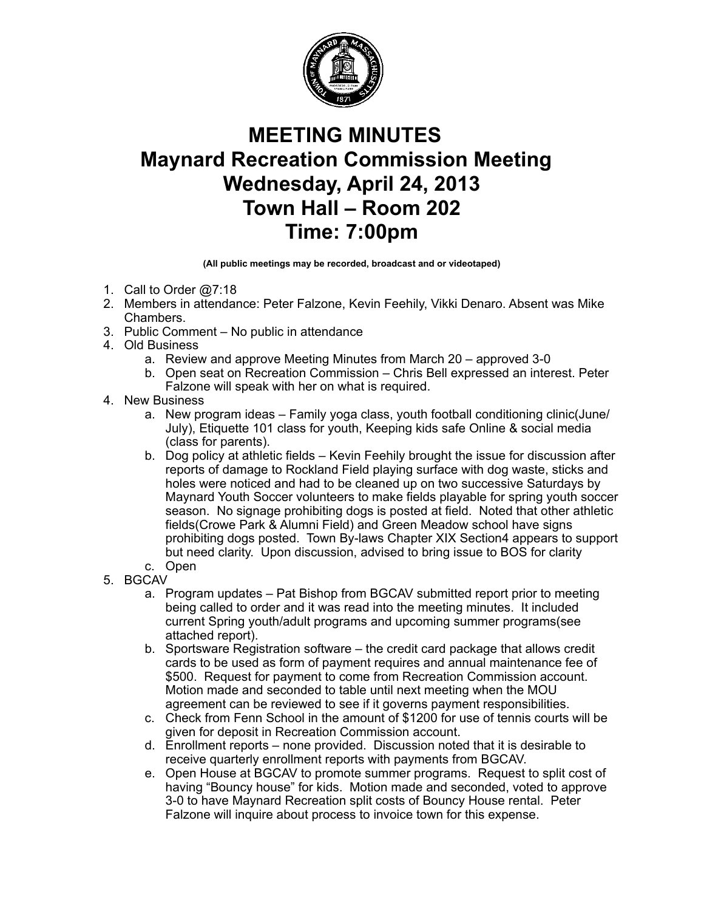# MEETING MINUTES
# Maynard Recreation Commission Meeting
# Wednesday, April 24, 2013
# Town Hall – Room 202
# Time: 7:00pm

**(All public meetings may be recorded, broadcast and or videotaped)**

1. Call to Order @7:18
2. Members in attendance: Peter Falzone, Kevin Feehily, Vikki Denaro. Absent was Mike Chambers.
3. Public Comment – No public in attendance
4. Old Business
    a. Review and approve Meeting Minutes from March 20 – approved 3-0
    b. Open seat on Recreation Commission – Chris Bell expressed an interest. Peter Falzone will speak with her on what is required.
4. New Business
    a. New program ideas – Family yoga class, youth football conditioning clinic(June/July), Etiquette 101 class for youth, Keeping kids safe Online & social media (class for parents).
    b. Dog policy at athletic fields – Kevin Feehily brought the issue for discussion after reports of damage to Rockland Field playing surface with dog waste, sticks and holes were noticed and had to be cleaned up on two successive Saturdays by Maynard Youth Soccer volunteers to make fields playable for spring youth soccer season. No signage prohibiting dogs is posted at field. Noted that other athletic fields(Crowe Park & Alumni Field) and Green Meadow school have signs prohibiting dogs posted. Town By-laws Chapter XIX Section4 appears to support but need clarity. Upon discussion, advised to bring issue to BOS for clarity
    c. Open
5. BGCAV
    a. Program updates – Pat Bishop from BGCAV submitted report prior to meeting being called to order and it was read into the meeting minutes. It included current Spring youth/adult programs and upcoming summer programs(see attached report).
    b. Sportsware Registration software – the credit card package that allows credit cards to be used as form of payment requires and annual maintenance fee of $500. Request for payment to come from Recreation Commission account. Motion made and seconded to table until next meeting when the MOU agreement can be reviewed to see if it governs payment responsibilities.
    c. Check from Fenn School in the amount of $1200 for use of tennis courts will be given for deposit in Recreation Commission account.
    d. Enrollment reports – none provided. Discussion noted that it is desirable to receive quarterly enrollment reports with payments from BGCAV.
    e. Open House at BGCAV to promote summer programs. Request to split cost of having "Bouncy house" for kids. Motion made and seconded, voted to approve 3-0 to have Maynard Recreation split costs of Bouncy House rental. Peter Falzone will inquire about process to invoice town for this expense.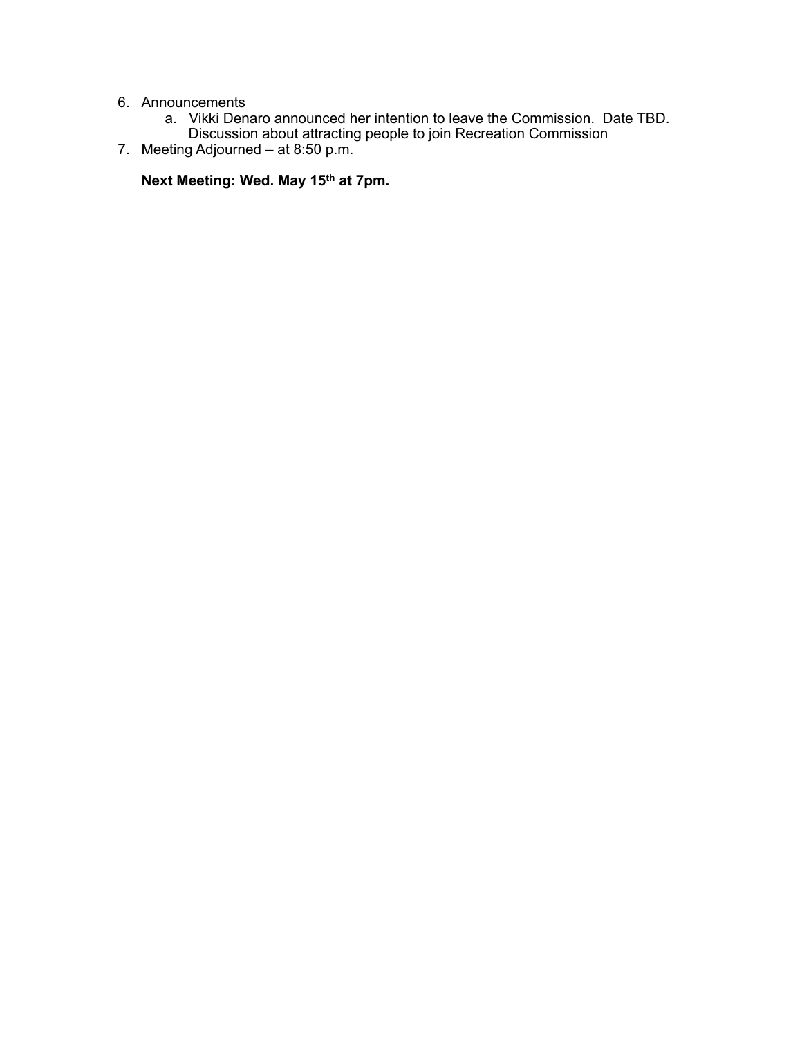6. Announcements
    a. Vikki Denaro announced her intention to leave the Commission. Date TBD. Discussion about attracting people to join Recreation Commission
7. Meeting Adjourned – at 8:50 p.m.

    **Next Meeting: Wed. May 15th at 7pm.**